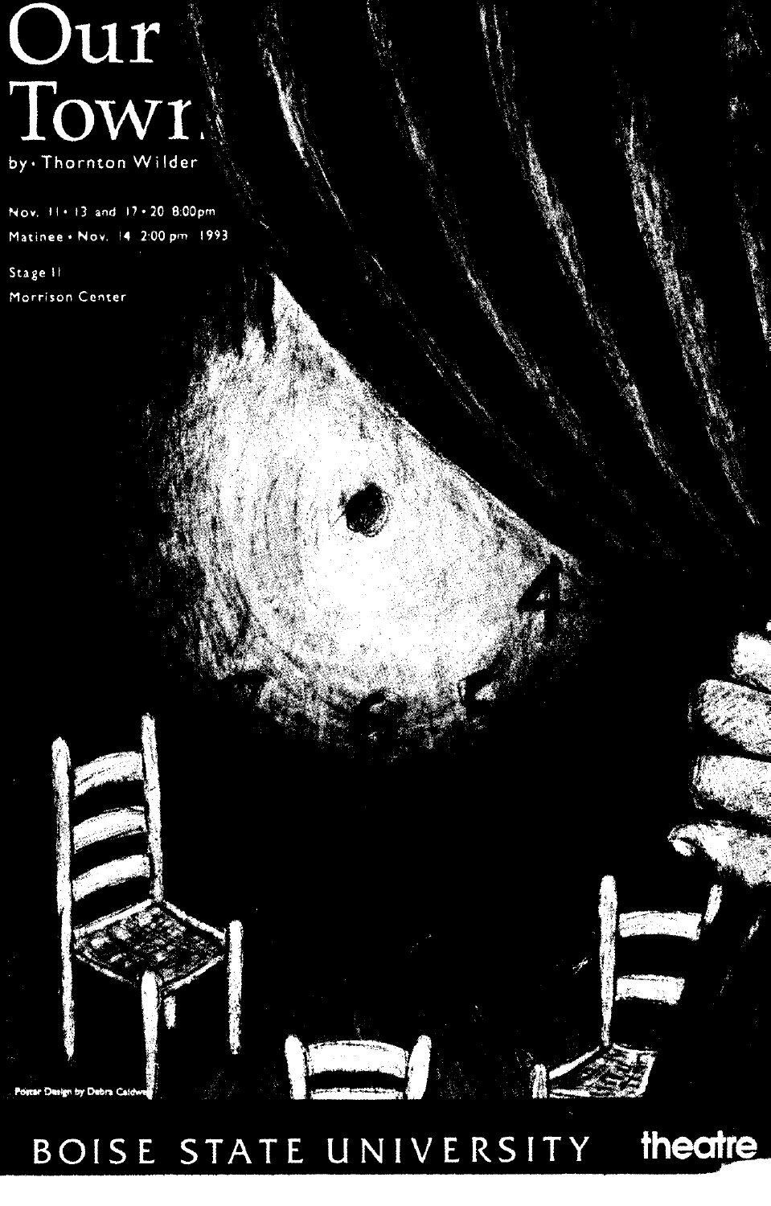# Our Town

by · Thornton Wilder

Nov. 11 · 13 and 17 · 20 8:00pm
Matinee · Nov. 14 2:00 pm 1993

Stage II
Morrison Center

Poster Design by Debra Caldwell

BOISE STATE UNIVERSITY theatre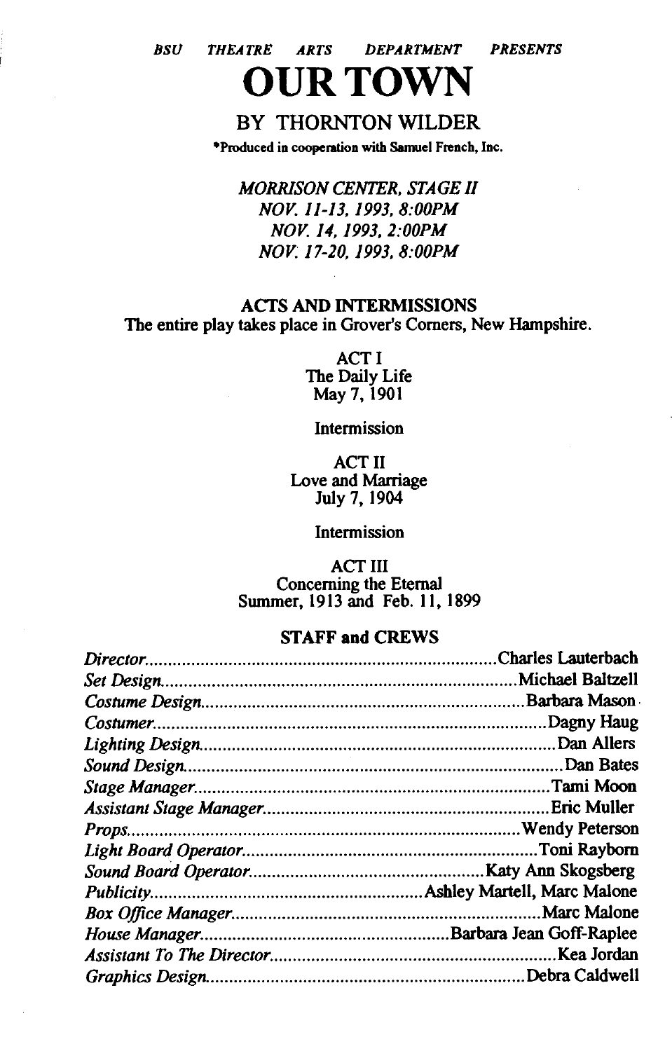*BSU THEATRE ARTS DEPARTMENT PRESENTS*

# OUR TOWN

## BY THORNTON WILDER

*Produced in cooperation with Samuel French, Inc.

*MORRISON CENTER, STAGE II*
*NOV. 11-13, 1993, 8:00PM*
*NOV. 14, 1993, 2:00PM*
*NOV. 17-20, 1993, 8:00PM*

### ACTS AND INTERMISSIONS

The entire play takes place in Grover's Corners, New Hampshire.

ACT I
The Daily Life
May 7, 1901

Intermission

ACT II
Love and Marriage
July 7, 1904

Intermission

ACT III
Concerning the Eternal
Summer, 1913 and Feb. 11, 1899

### STAFF and CREWS

*Director*............Charles Lauterbach
*Set Design*............Michael Baltzell
*Costume Design*............Barbara Mason
*Costumer*............Dagny Haug
*Lighting Design*............Dan Allers
*Sound Design*............Dan Bates
*Stage Manager*............Tami Moon
*Assistant Stage Manager*............Eric Muller
*Props*............Wendy Peterson
*Light Board Operator*............Toni Rayborn
*Sound Board Operator*............Katy Ann Skogsberg
*Publicity*............Ashley Martell, Marc Malone
*Box Office Manager*............Marc Malone
*House Manager*............Barbara Jean Goff-Raplee
*Assistant To The Director*............Kea Jordan
*Graphics Design*............Debra Caldwell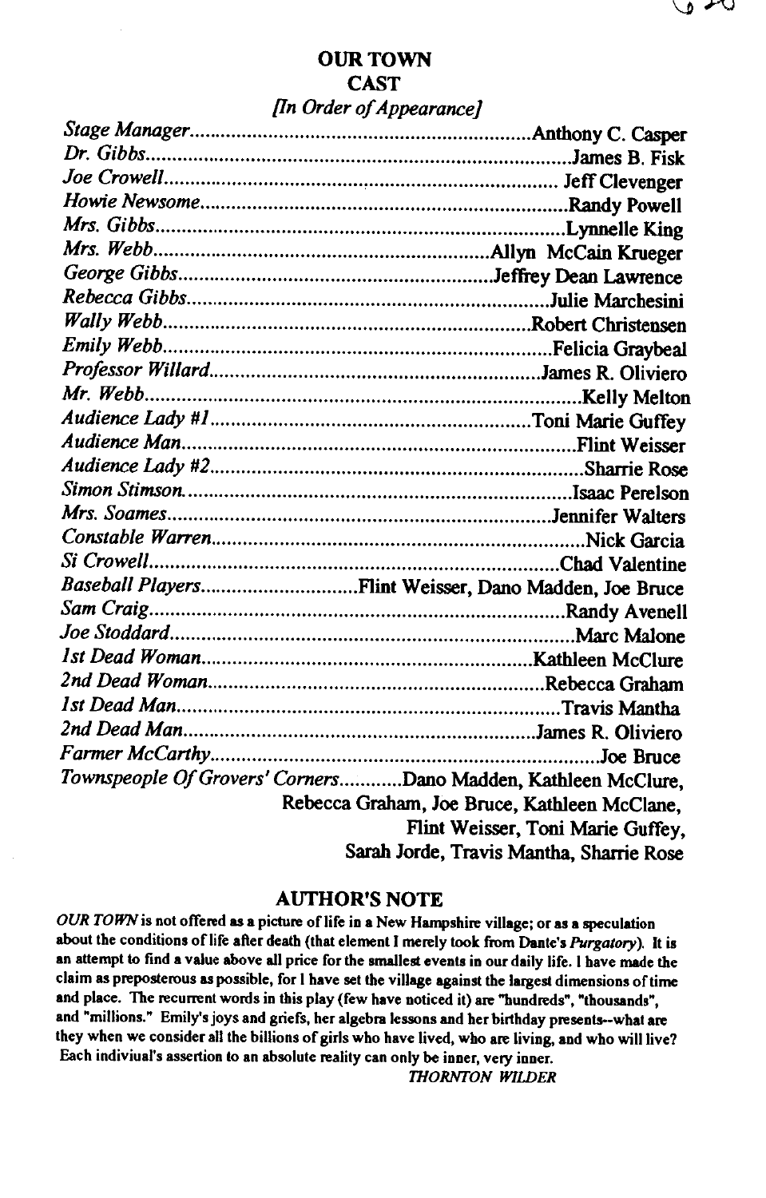# OUR TOWN

## CAST

*[In Order of Appearance]*

| Role | Actor |
|---|---|
| *Stage Manager* | Anthony C. Casper |
| *Dr. Gibbs* | James B. Fisk |
| *Joe Crowell* | Jeff Clevenger |
| *Howie Newsome* | Randy Powell |
| *Mrs. Gibbs* | Lynnelle King |
| *Mrs. Webb* | Allyn McCain Krueger |
| *George Gibbs* | Jeffrey Dean Lawrence |
| *Rebecca Gibbs* | Julie Marchesini |
| *Wally Webb* | Robert Christensen |
| *Emily Webb* | Felicia Graybeal |
| *Professor Willard* | James R. Oliviero |
| *Mr. Webb* | Kelly Melton |
| *Audience Lady #1* | Toni Marie Guffey |
| *Audience Man* | Flint Weisser |
| *Audience Lady #2* | Sharrie Rose |
| *Simon Stimson* | Isaac Perelson |
| *Mrs. Soames* | Jennifer Walters |
| *Constable Warren* | Nick Garcia |
| *Si Crowell* | Chad Valentine |
| *Baseball Players* | Flint Weisser, Dano Madden, Joe Bruce |
| *Sam Craig* | Randy Avenell |
| *Joe Stoddard* | Marc Malone |
| *1st Dead Woman* | Kathleen McClure |
| *2nd Dead Woman* | Rebecca Graham |
| *1st Dead Man* | Travis Mantha |
| *2nd Dead Man* | James R. Oliviero |
| *Farmer McCarthy* | Joe Bruce |
| *Townspeople Of Grovers' Corners* | Dano Madden, Kathleen McClure, Rebecca Graham, Joe Bruce, Kathleen McClane, Flint Weisser, Toni Marie Guffey, Sarah Jorde, Travis Mantha, Sharrie Rose |

## AUTHOR'S NOTE

*OUR TOWN* is not offered as a picture of life in a New Hampshire village; or as a speculation about the conditions of life after death (that element I merely took from Dante's *Purgatory*). It is an attempt to find a value above all price for the smallest events in our daily life. I have made the claim as preposterous as possible, for I have set the village against the largest dimensions of time and place. The recurrent words in this play (few have noticed it) are "hundreds", "thousands", and "millions." Emily's joys and griefs, her algebra lessons and her birthday presents--what are they when we consider all the billions of girls who have lived, who are living, and who will live? Each indiviual's assertion to an absolute reality can only be inner, very inner.

*THORNTON WILDER*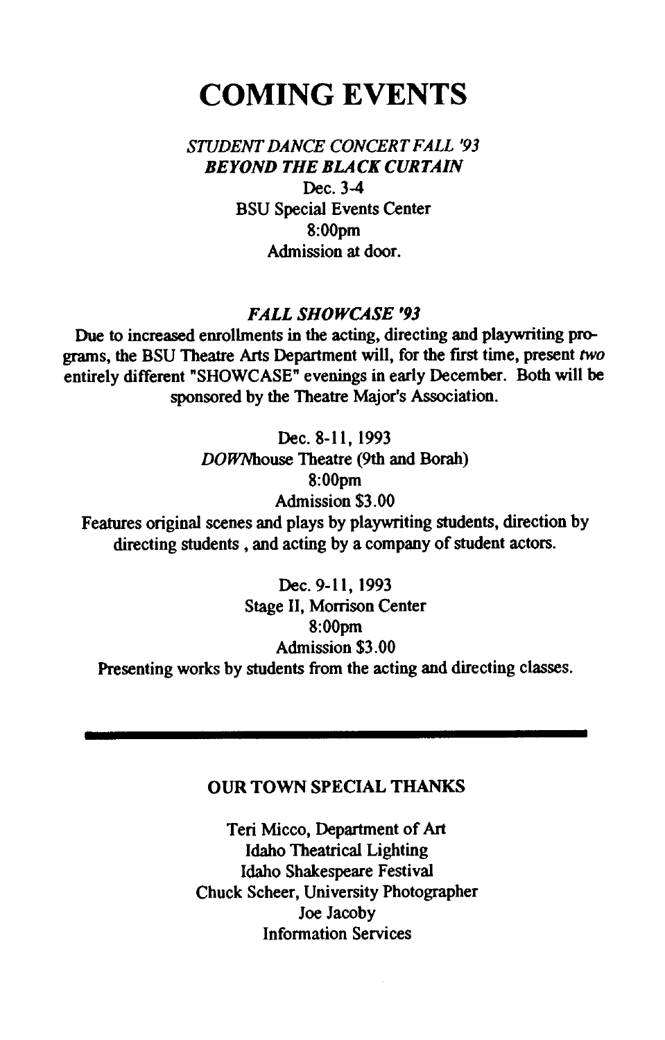# COMING EVENTS

*STUDENT DANCE CONCERT FALL '93*
***BEYOND THE BLACK CURTAIN***
Dec. 3-4
BSU Special Events Center
8:00pm
Admission at door.

## *FALL SHOWCASE '93*

Due to increased enrollments in the acting, directing and playwriting programs, the BSU Theatre Arts Department will, for the first time, present *two* entirely different "SHOWCASE" evenings in early December. Both will be sponsored by the Theatre Major's Association.

Dec. 8-11, 1993
*DOWN*house Theatre (9th and Borah)
8:00pm
Admission $3.00
Features original scenes and plays by playwriting students, direction by directing students , and acting by a company of student actors.

Dec. 9-11, 1993
Stage II, Morrison Center
8:00pm
Admission $3.00
Presenting works by students from the acting and directing classes.

---

## OUR TOWN SPECIAL THANKS

Teri Micco, Department of Art
Idaho Theatrical Lighting
Idaho Shakespeare Festival
Chuck Scheer, University Photographer
Joe Jacoby
Information Services